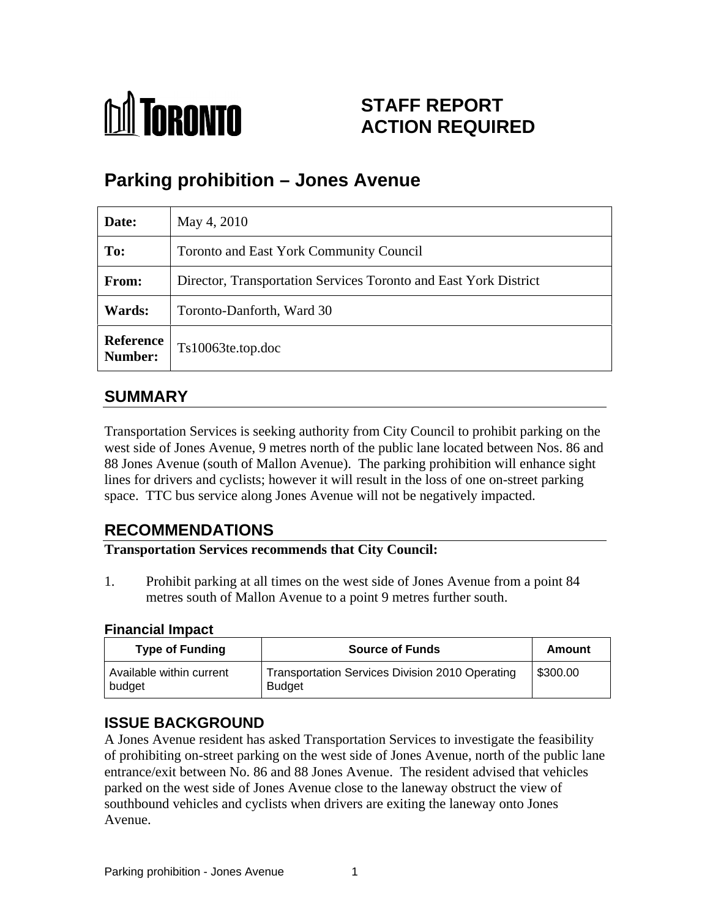# STAFF REPORT ACTION REQUIRED

# Parking prohibition – Jones Avenue

| | |
|---|---|
| **Date:** | May 4, 2010 |
| **To:** | Toronto and East York Community Council |
| **From:** | Director, Transportation Services Toronto and East York District |
| **Wards:** | Toronto-Danforth, Ward 30 |
| **Reference Number:** | Ts10063te.top.doc |

## SUMMARY

Transportation Services is seeking authority from City Council to prohibit parking on the west side of Jones Avenue, 9 metres north of the public lane located between Nos. 86 and 88 Jones Avenue (south of Mallon Avenue). The parking prohibition will enhance sight lines for drivers and cyclists; however it will result in the loss of one on-street parking space. TTC bus service along Jones Avenue will not be negatively impacted.

## RECOMMENDATIONS

**Transportation Services recommends that City Council:**

1. Prohibit parking at all times on the west side of Jones Avenue from a point 84 metres south of Mallon Avenue to a point 9 metres further south.

### Financial Impact

| Type of Funding | Source of Funds | Amount |
|---|---|---|
| Available within current budget | Transportation Services Division 2010 Operating Budget | \$300.00 |

## ISSUE BACKGROUND

A Jones Avenue resident has asked Transportation Services to investigate the feasibility of prohibiting on-street parking on the west side of Jones Avenue, north of the public lane entrance/exit between No. 86 and 88 Jones Avenue. The resident advised that vehicles parked on the west side of Jones Avenue close to the laneway obstruct the view of southbound vehicles and cyclists when drivers are exiting the laneway onto Jones Avenue.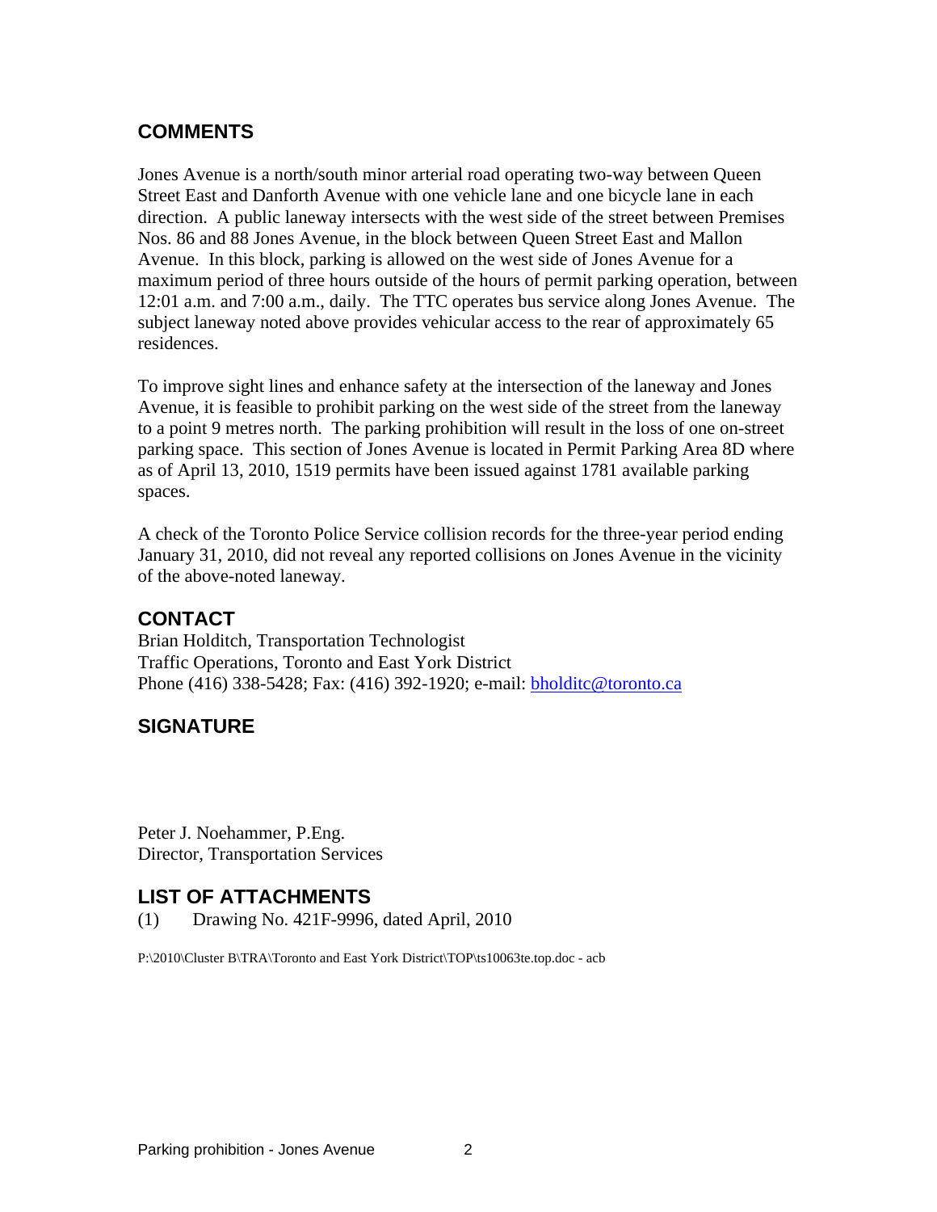## COMMENTS

Jones Avenue is a north/south minor arterial road operating two-way between Queen Street East and Danforth Avenue with one vehicle lane and one bicycle lane in each direction. A public laneway intersects with the west side of the street between Premises Nos. 86 and 88 Jones Avenue, in the block between Queen Street East and Mallon Avenue. In this block, parking is allowed on the west side of Jones Avenue for a maximum period of three hours outside of the hours of permit parking operation, between 12:01 a.m. and 7:00 a.m., daily. The TTC operates bus service along Jones Avenue. The subject laneway noted above provides vehicular access to the rear of approximately 65 residences.

To improve sight lines and enhance safety at the intersection of the laneway and Jones Avenue, it is feasible to prohibit parking on the west side of the street from the laneway to a point 9 metres north. The parking prohibition will result in the loss of one on-street parking space. This section of Jones Avenue is located in Permit Parking Area 8D where as of April 13, 2010, 1519 permits have been issued against 1781 available parking spaces.

A check of the Toronto Police Service collision records for the three-year period ending January 31, 2010, did not reveal any reported collisions on Jones Avenue in the vicinity of the above-noted laneway.

## CONTACT

Brian Holditch, Transportation Technologist
Traffic Operations, Toronto and East York District
Phone (416) 338-5428; Fax: (416) 392-1920; e-mail: bholditc@toronto.ca

## SIGNATURE

Peter J. Noehammer, P.Eng.
Director, Transportation Services

## LIST OF ATTACHMENTS

(1) Drawing No. 421F-9996, dated April, 2010

P:\2010\Cluster B\TRA\Toronto and East York District\TOP\ts10063te.top.doc - acb